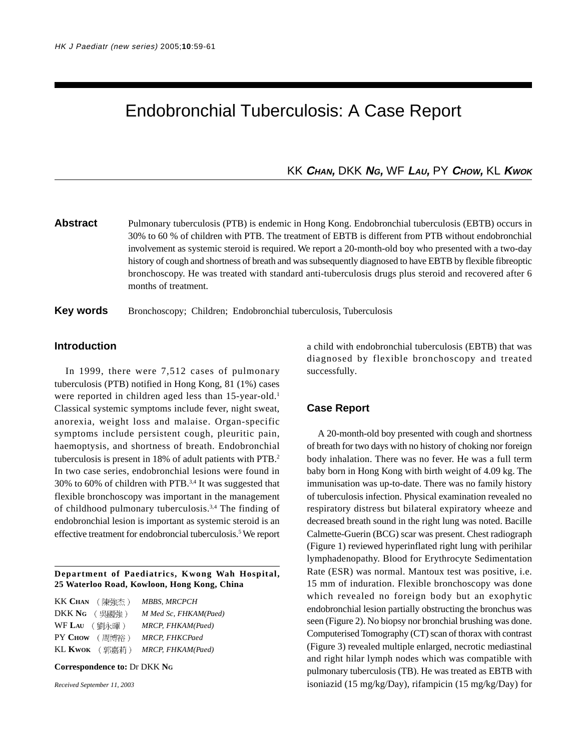# Endobronchial Tuberculosis: A Case Report

KK **Chan**, DKK **Ng**, WF **Lau**, PY **Chow**, KL **Kwok**

**Abstract** Pulmonary tuberculosis (PTB) is endemic in Hong Kong. Endobronchial tuberculosis (EBTB) occurs in 30% to 60 % of children with PTB. The treatment of EBTB is different from PTB without endobronchial involvement as systemic steroid is required. We report a 20-month-old boy who presented with a two-day history of cough and shortness of breath and was subsequently diagnosed to have EBTB by flexible fibreoptic bronchoscopy. He was treated with standard anti-tuberculosis drugs plus steroid and recovered after 6 months of treatment.

**Key words** Bronchoscopy; Children; Endobronchial tuberculosis, Tuberculosis

## Introduction

In 1999, there were 7,512 cases of pulmonary tuberculosis (PTB) notified in Hong Kong, 81 (1%) cases were reported in children aged less than 15-year-old.[1] Classical systemic symptoms include fever, night sweat, anorexia, weight loss and malaise. Organ-specific symptoms include persistent cough, pleuritic pain, haemoptysis, and shortness of breath. Endobronchial tuberculosis is present in 18% of adult patients with PTB.[2] In two case series, endobronchial lesions were found in 30% to 60% of children with PTB.[3,4] It was suggested that flexible bronchoscopy was important in the management of childhood pulmonary tuberculosis.[3,4] The finding of endobronchial lesion is important as systemic steroid is an effective treatment for endobroncial tuberculosis.[5] We report a child with endobronchial tuberculosis (EBTB) that was diagnosed by flexible bronchoscopy and treated successfully.

## Case Report

A 20-month-old boy presented with cough and shortness of breath for two days with no history of choking nor foreign body inhalation. There was no fever. He was a full term baby born in Hong Kong with birth weight of 4.09 kg. The immunisation was up-to-date. There was no family history of tuberculosis infection. Physical examination revealed no respiratory distress but bilateral expiratory wheeze and decreased breath sound in the right lung was noted. Bacille Calmette-Guerin (BCG) scar was present. Chest radiograph (Figure 1) reviewed hyperinflated right lung with perihilar lymphadenopathy. Blood for Erythrocyte Sedimentation Rate (ESR) was normal. Mantoux test was positive, i.e. 15 mm of induration. Flexible bronchoscopy was done which revealed no foreign body but an exophytic endobronchial lesion partially obstructing the bronchus was seen (Figure 2). No biopsy nor bronchial brushing was done. Computerised Tomography (CT) scan of thorax with contrast (Figure 3) revealed multiple enlarged, necrotic mediastinal and right hilar lymph nodes which was compatible with pulmonary tuberculosis (TB). He was treated as EBTB with isoniazid (15 mg/kg/Day), rifampicin (15 mg/kg/Day) for

---

**Department of Paediatrics, Kwong Wah Hospital, 25 Waterloo Road, Kowloon, Hong Kong, China**

KK **Chan** (陳強杰) *MBBS, MRCPCH*
DKK **Ng** (吳國強) *M Med Sc, FHKAM(Paed)*
WF **Lau** (劉永暉) *MRCP, FHKAM(Paed)*
PY **Chow** (周博裕) *MRCP, FHKCPaed*
KL **Kwok** (郭嘉莉) *MRCP, FHKAM(Paed)*

**Correspondence to:** Dr DKK **Ng**

*Received September 11, 2003*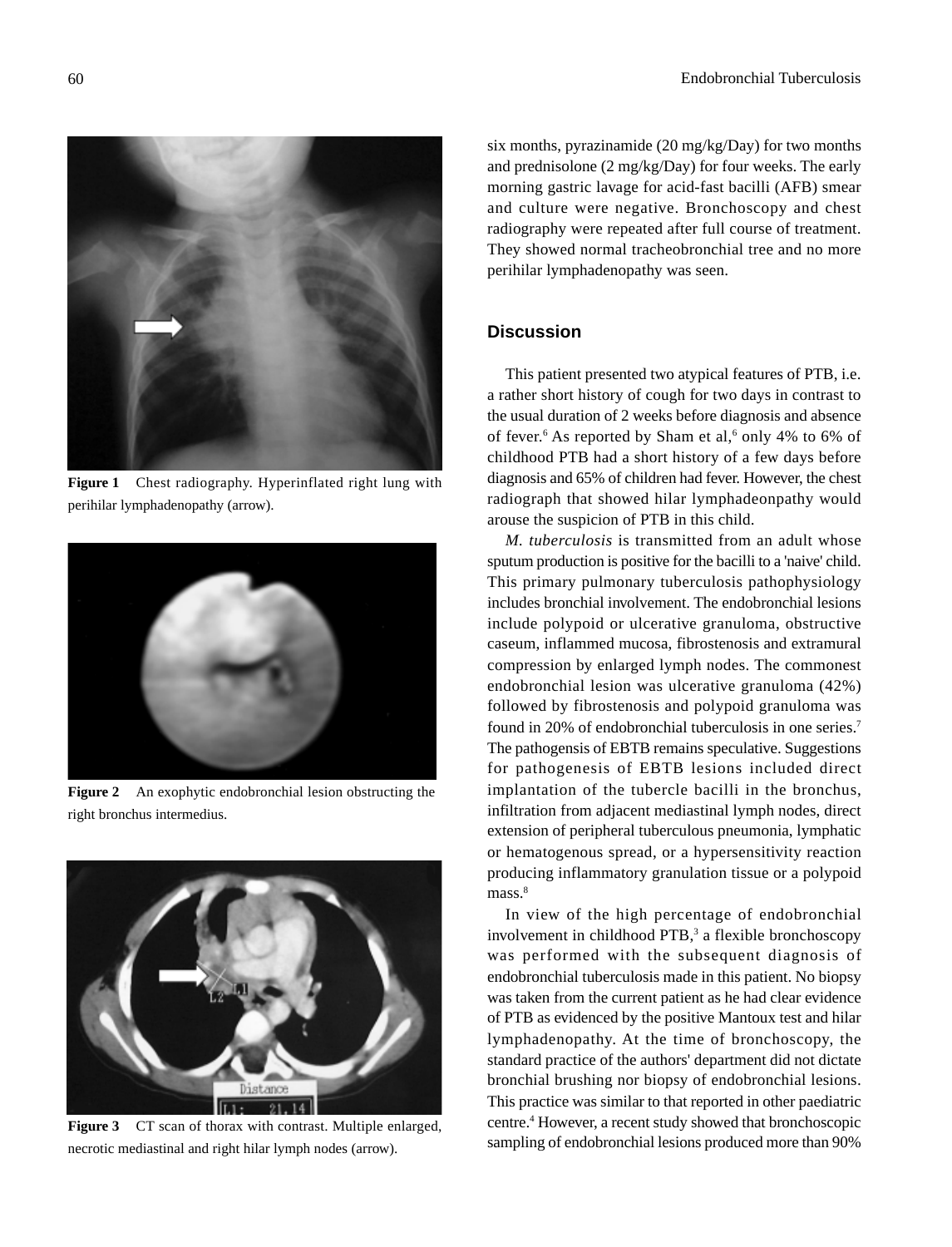six months, pyrazinamide (20 mg/kg/Day) for two months and prednisolone (2 mg/kg/Day) for four weeks. The early morning gastric lavage for acid-fast bacilli (AFB) smear and culture were negative. Bronchoscopy and chest radiography were repeated after full course of treatment. They showed normal tracheobronchial tree and no more perihilar lymphadenopathy was seen.

**Figure 1** Chest radiography. Hyperinflated right lung with perihilar lymphadenopathy (arrow).

**Figure 2** An exophytic endobronchial lesion obstructing the right bronchus intermedius.

**Figure 3** CT scan of thorax with contrast. Multiple enlarged, necrotic mediastinal and right hilar lymph nodes (arrow).

## Discussion

This patient presented two atypical features of PTB, i.e. a rather short history of cough for two days in contrast to the usual duration of 2 weeks before diagnosis and absence of fever.[6] As reported by Sham et al,[6] only 4% to 6% of childhood PTB had a short history of a few days before diagnosis and 65% of children had fever. However, the chest radiograph that showed hilar lymphadeonpathy would arouse the suspicion of PTB in this child.

*M. tuberculosis* is transmitted from an adult whose sputum production is positive for the bacilli to a 'naive' child. This primary pulmonary tuberculosis pathophysiology includes bronchial involvement. The endobronchial lesions include polypoid or ulcerative granuloma, obstructive caseum, inflammed mucosa, fibrostenosis and extramural compression by enlarged lymph nodes. The commonest endobronchial lesion was ulcerative granuloma (42%) followed by fibrostenosis and polypoid granuloma was found in 20% of endobronchial tuberculosis in one series.[7] The pathogensis of EBTB remains speculative. Suggestions for pathogenesis of EBTB lesions included direct implantation of the tubercle bacilli in the bronchus, infiltration from adjacent mediastinal lymph nodes, direct extension of peripheral tuberculous pneumonia, lymphatic or hematogenous spread, or a hypersensitivity reaction producing inflammatory granulation tissue or a polypoid mass.[8]

In view of the high percentage of endobronchial involvement in childhood PTB,[3] a flexible bronchoscopy was performed with the subsequent diagnosis of endobronchial tuberculosis made in this patient. No biopsy was taken from the current patient as he had clear evidence of PTB as evidenced by the positive Mantoux test and hilar lymphadenopathy. At the time of bronchoscopy, the standard practice of the authors' department did not dictate bronchial brushing nor biopsy of endobronchial lesions. This practice was similar to that reported in other paediatric centre.[4] However, a recent study showed that bronchoscopic sampling of endobronchial lesions produced more than 90%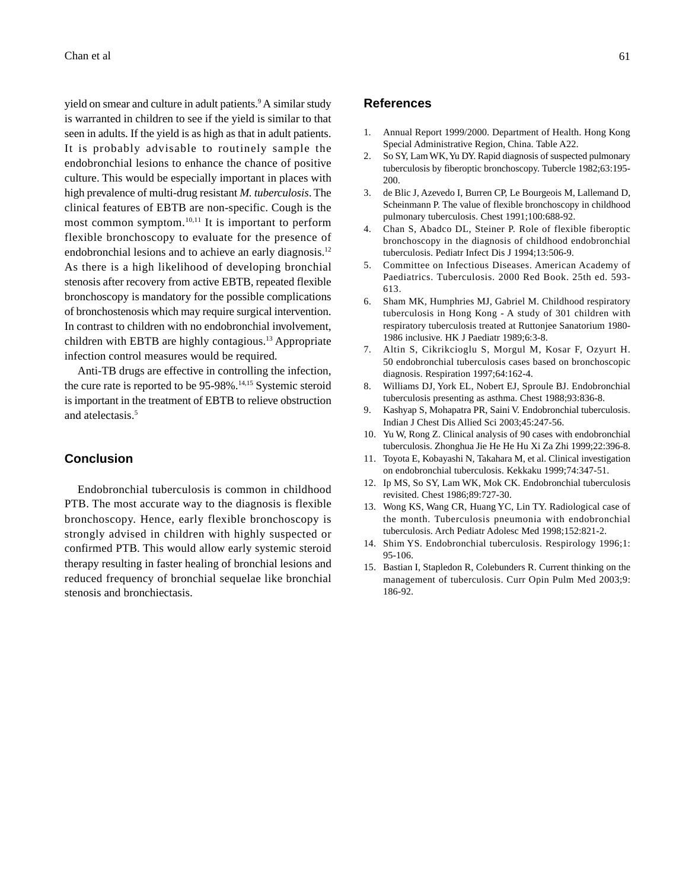yield on smear and culture in adult patients.[9] A similar study is warranted in children to see if the yield is similar to that seen in adults. If the yield is as high as that in adult patients. It is probably advisable to routinely sample the endobronchial lesions to enhance the chance of positive culture. This would be especially important in places with high prevalence of multi-drug resistant *M. tuberculosis*. The clinical features of EBTB are non-specific. Cough is the most common symptom.[10,11] It is important to perform flexible bronchoscopy to evaluate for the presence of endobronchial lesions and to achieve an early diagnosis.[12] As there is a high likelihood of developing bronchial stenosis after recovery from active EBTB, repeated flexible bronchoscopy is mandatory for the possible complications of bronchostenosis which may require surgical intervention. In contrast to children with no endobronchial involvement, children with EBTB are highly contagious.[13] Appropriate infection control measures would be required.

Anti-TB drugs are effective in controlling the infection, the cure rate is reported to be 95-98%.[14,15] Systemic steroid is important in the treatment of EBTB to relieve obstruction and atelectasis.[5]

## Conclusion

Endobronchial tuberculosis is common in childhood PTB. The most accurate way to the diagnosis is flexible bronchoscopy. Hence, early flexible bronchoscopy is strongly advised in children with highly suspected or confirmed PTB. This would allow early systemic steroid therapy resulting in faster healing of bronchial lesions and reduced frequency of bronchial sequelae like bronchial stenosis and bronchiectasis.

## References

1. Annual Report 1999/2000. Department of Health. Hong Kong Special Administrative Region, China. Table A22.
2. So SY, Lam WK, Yu DY. Rapid diagnosis of suspected pulmonary tuberculosis by fiberoptic bronchoscopy. Tubercle 1982;63:195-200.
3. de Blic J, Azevedo I, Burren CP, Le Bourgeois M, Lallemand D, Scheinmann P. The value of flexible bronchoscopy in childhood pulmonary tuberculosis. Chest 1991;100:688-92.
4. Chan S, Abadco DL, Steiner P. Role of flexible fiberoptic bronchoscopy in the diagnosis of childhood endobronchial tuberculosis. Pediatr Infect Dis J 1994;13:506-9.
5. Committee on Infectious Diseases. American Academy of Paediatrics. Tuberculosis. 2000 Red Book. 25th ed. 593-613.
6. Sham MK, Humphries MJ, Gabriel M. Childhood respiratory tuberculosis in Hong Kong - A study of 301 children with respiratory tuberculosis treated at Ruttonjee Sanatorium 1980-1986 inclusive. HK J Paediatr 1989;6:3-8.
7. Altin S, Cikrikcioglu S, Morgul M, Kosar F, Ozyurt H. 50 endobronchial tuberculosis cases based on bronchoscopic diagnosis. Respiration 1997;64:162-4.
8. Williams DJ, York EL, Nobert EJ, Sproule BJ. Endobronchial tuberculosis presenting as asthma. Chest 1988;93:836-8.
9. Kashyap S, Mohapatra PR, Saini V. Endobronchial tuberculosis. Indian J Chest Dis Allied Sci 2003;45:247-56.
10. Yu W, Rong Z. Clinical analysis of 90 cases with endobronchial tuberculosis. Zhonghua Jie He He Hu Xi Za Zhi 1999;22:396-8.
11. Toyota E, Kobayashi N, Takahara M, et al. Clinical investigation on endobronchial tuberculosis. Kekkaku 1999;74:347-51.
12. Ip MS, So SY, Lam WK, Mok CK. Endobronchial tuberculosis revisited. Chest 1986;89:727-30.
13. Wong KS, Wang CR, Huang YC, Lin TY. Radiological case of the month. Tuberculosis pneumonia with endobronchial tuberculosis. Arch Pediatr Adolesc Med 1998;152:821-2.
14. Shim YS. Endobronchial tuberculosis. Respirology 1996;1:95-106.
15. Bastian I, Stapledon R, Colebunders R. Current thinking on the management of tuberculosis. Curr Opin Pulm Med 2003;9:186-92.